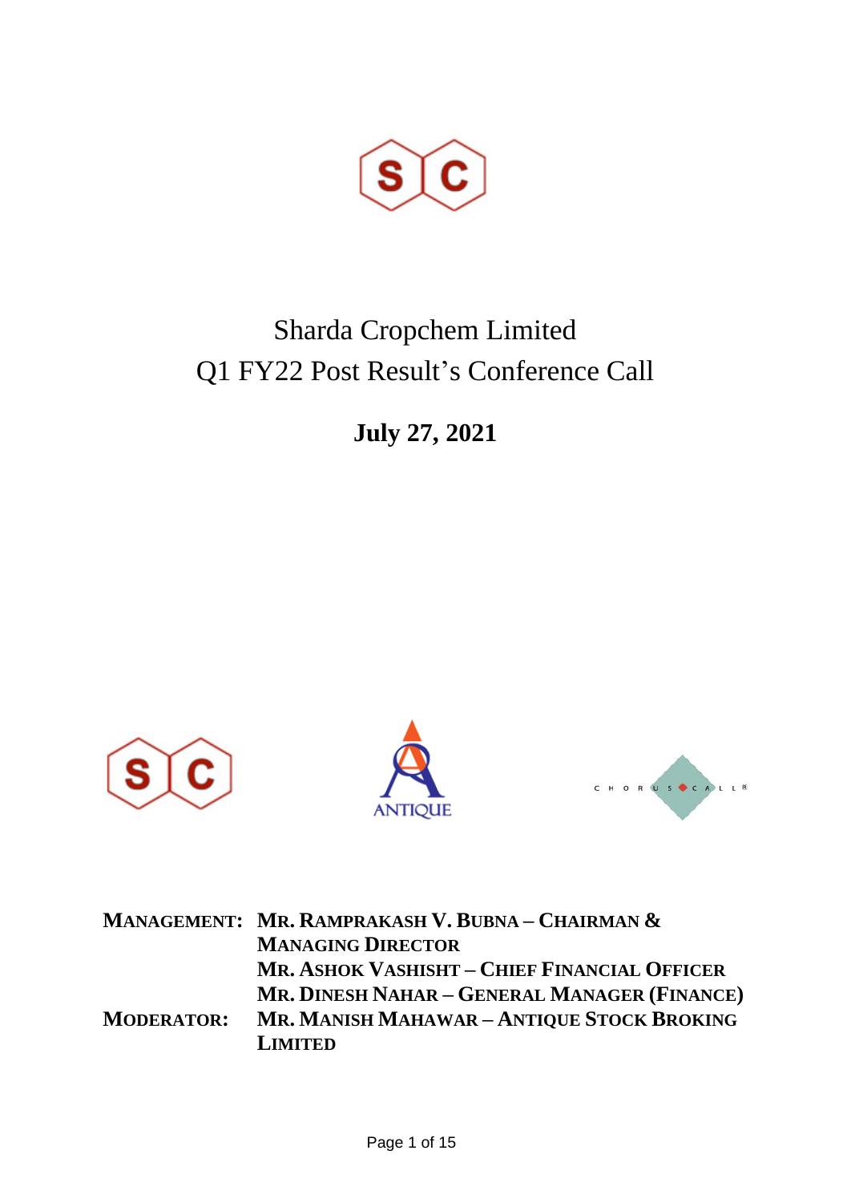# Sharda Cropchem Limited

## Q1 FY22 Post Result's Conference Call

**July 27, 2021**

**MANAGEMENT:** **MR. RAMPRAKASH V. BUBNA – CHAIRMAN & MANAGING DIRECTOR**
**MR. ASHOK VASHISHT – CHIEF FINANCIAL OFFICER**
**MR. DINESH NAHAR – GENERAL MANAGER (FINANCE)**

**MODERATOR:** **MR. MANISH MAHAWAR – ANTIQUE STOCK BROKING LIMITED**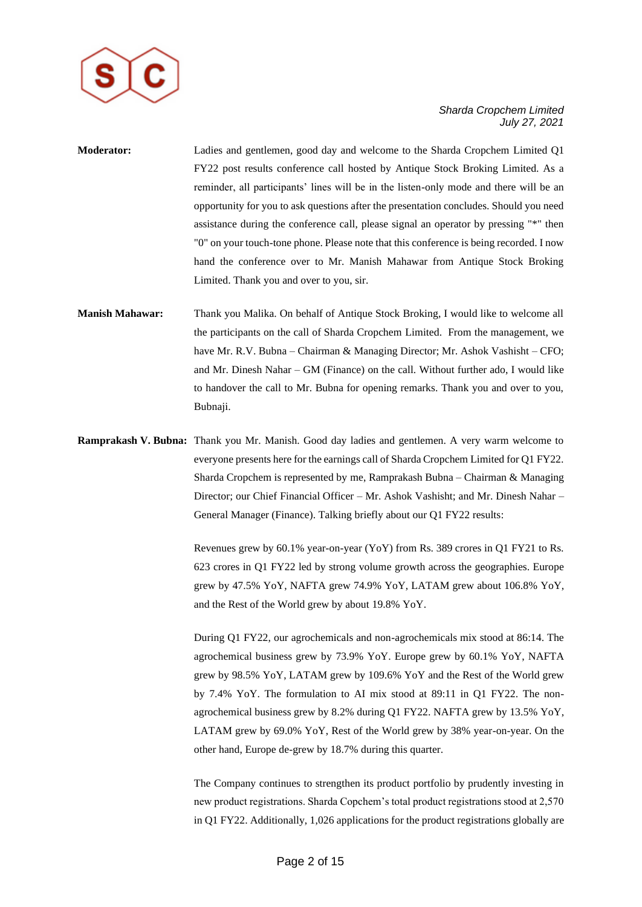**Moderator:** Ladies and gentlemen, good day and welcome to the Sharda Cropchem Limited Q1 FY22 post results conference call hosted by Antique Stock Broking Limited. As a reminder, all participants' lines will be in the listen-only mode and there will be an opportunity for you to ask questions after the presentation concludes. Should you need assistance during the conference call, please signal an operator by pressing "*" then "0" on your touch-tone phone. Please note that this conference is being recorded. I now hand the conference over to Mr. Manish Mahawar from Antique Stock Broking Limited. Thank you and over to you, sir.

**Manish Mahawar:** Thank you Malika. On behalf of Antique Stock Broking, I would like to welcome all the participants on the call of Sharda Cropchem Limited. From the management, we have Mr. R.V. Bubna – Chairman & Managing Director; Mr. Ashok Vashisht – CFO; and Mr. Dinesh Nahar – GM (Finance) on the call. Without further ado, I would like to handover the call to Mr. Bubna for opening remarks. Thank you and over to you, Bubnaji.

**Ramprakash V. Bubna:** Thank you Mr. Manish. Good day ladies and gentlemen. A very warm welcome to everyone presents here for the earnings call of Sharda Cropchem Limited for Q1 FY22. Sharda Cropchem is represented by me, Ramprakash Bubna – Chairman & Managing Director; our Chief Financial Officer – Mr. Ashok Vashisht; and Mr. Dinesh Nahar – General Manager (Finance). Talking briefly about our Q1 FY22 results:

Revenues grew by 60.1% year-on-year (YoY) from Rs. 389 crores in Q1 FY21 to Rs. 623 crores in Q1 FY22 led by strong volume growth across the geographies. Europe grew by 47.5% YoY, NAFTA grew 74.9% YoY, LATAM grew about 106.8% YoY, and the Rest of the World grew by about 19.8% YoY.

During Q1 FY22, our agrochemicals and non-agrochemicals mix stood at 86:14. The agrochemical business grew by 73.9% YoY. Europe grew by 60.1% YoY, NAFTA grew by 98.5% YoY, LATAM grew by 109.6% YoY and the Rest of the World grew by 7.4% YoY. The formulation to AI mix stood at 89:11 in Q1 FY22. The non-agrochemical business grew by 8.2% during Q1 FY22. NAFTA grew by 13.5% YoY, LATAM grew by 69.0% YoY, Rest of the World grew by 38% year-on-year. On the other hand, Europe de-grew by 18.7% during this quarter.

The Company continues to strengthen its product portfolio by prudently investing in new product registrations. Sharda Copchem's total product registrations stood at 2,570 in Q1 FY22. Additionally, 1,026 applications for the product registrations globally are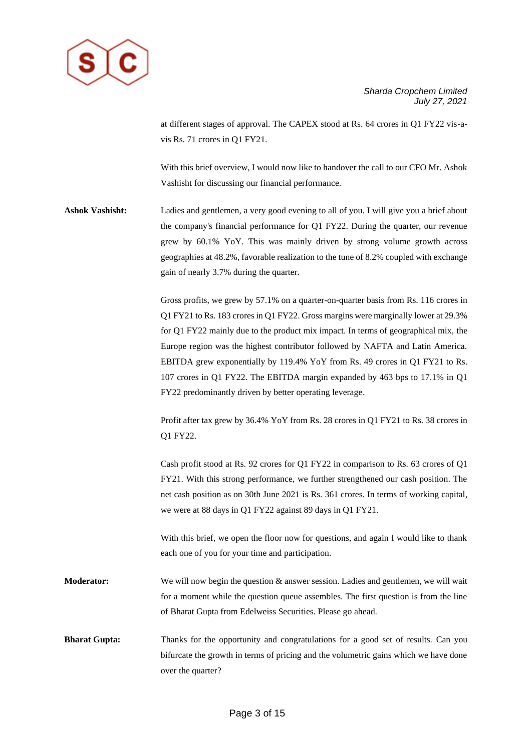at different stages of approval. The CAPEX stood at Rs. 64 crores in Q1 FY22 vis-a-vis Rs. 71 crores in Q1 FY21.

With this brief overview, I would now like to handover the call to our CFO Mr. Ashok Vashisht for discussing our financial performance.

**Ashok Vashisht:** Ladies and gentlemen, a very good evening to all of you. I will give you a brief about the company's financial performance for Q1 FY22. During the quarter, our revenue grew by 60.1% YoY. This was mainly driven by strong volume growth across geographies at 48.2%, favorable realization to the tune of 8.2% coupled with exchange gain of nearly 3.7% during the quarter.

Gross profits, we grew by 57.1% on a quarter-on-quarter basis from Rs. 116 crores in Q1 FY21 to Rs. 183 crores in Q1 FY22. Gross margins were marginally lower at 29.3% for Q1 FY22 mainly due to the product mix impact. In terms of geographical mix, the Europe region was the highest contributor followed by NAFTA and Latin America. EBITDA grew exponentially by 119.4% YoY from Rs. 49 crores in Q1 FY21 to Rs. 107 crores in Q1 FY22. The EBITDA margin expanded by 463 bps to 17.1% in Q1 FY22 predominantly driven by better operating leverage.

Profit after tax grew by 36.4% YoY from Rs. 28 crores in Q1 FY21 to Rs. 38 crores in Q1 FY22.

Cash profit stood at Rs. 92 crores for Q1 FY22 in comparison to Rs. 63 crores of Q1 FY21. With this strong performance, we further strengthened our cash position. The net cash position as on 30th June 2021 is Rs. 361 crores. In terms of working capital, we were at 88 days in Q1 FY22 against 89 days in Q1 FY21.

With this brief, we open the floor now for questions, and again I would like to thank each one of you for your time and participation.

**Moderator:** We will now begin the question & answer session. Ladies and gentlemen, we will wait for a moment while the question queue assembles. The first question is from the line of Bharat Gupta from Edelweiss Securities. Please go ahead.

**Bharat Gupta:** Thanks for the opportunity and congratulations for a good set of results. Can you bifurcate the growth in terms of pricing and the volumetric gains which we have done over the quarter?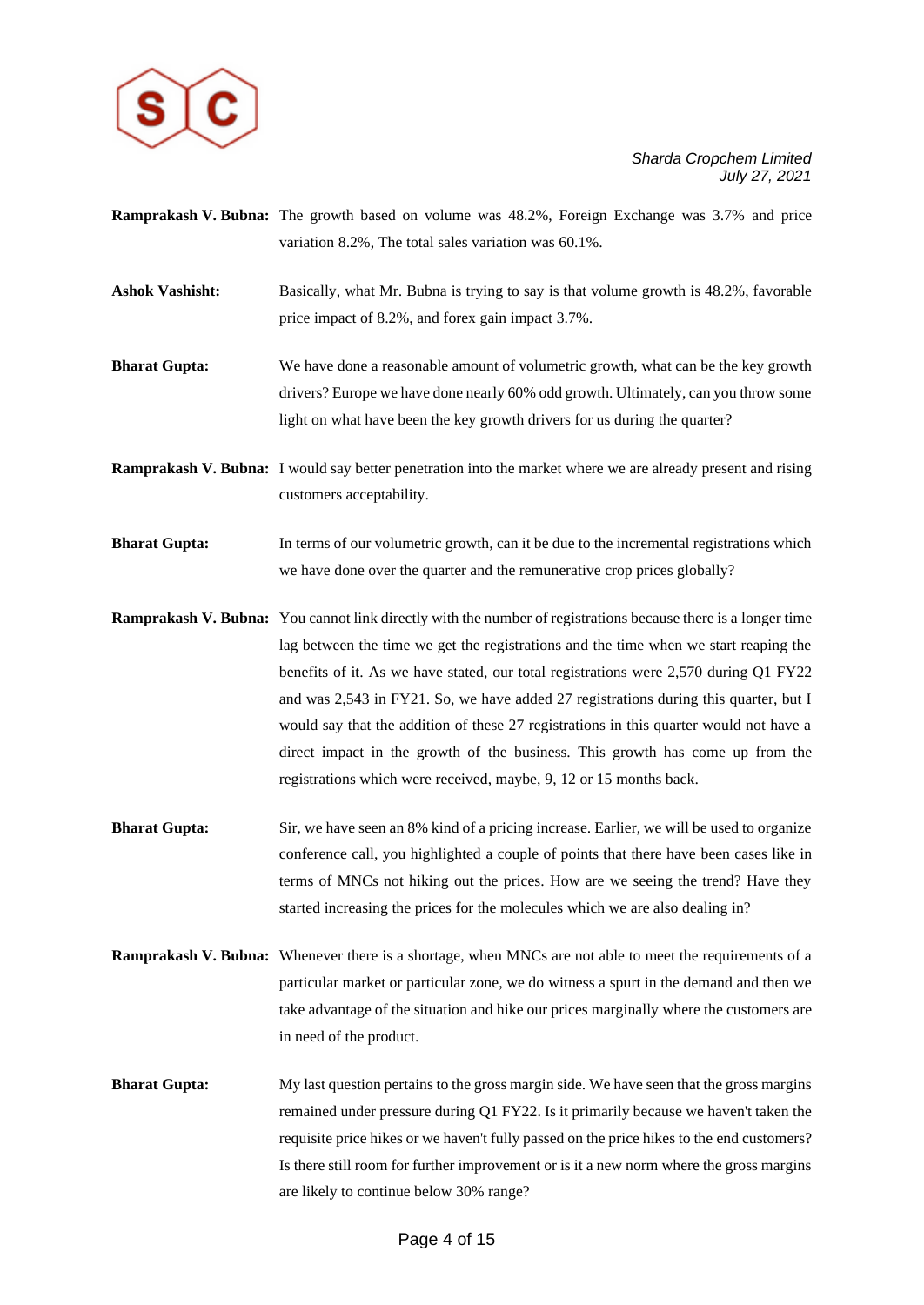**Ramprakash V. Bubna:** The growth based on volume was 48.2%, Foreign Exchange was 3.7% and price variation 8.2%, The total sales variation was 60.1%.

**Ashok Vashisht:** Basically, what Mr. Bubna is trying to say is that volume growth is 48.2%, favorable price impact of 8.2%, and forex gain impact 3.7%.

**Bharat Gupta:** We have done a reasonable amount of volumetric growth, what can be the key growth drivers? Europe we have done nearly 60% odd growth. Ultimately, can you throw some light on what have been the key growth drivers for us during the quarter?

**Ramprakash V. Bubna:** I would say better penetration into the market where we are already present and rising customers acceptability.

**Bharat Gupta:** In terms of our volumetric growth, can it be due to the incremental registrations which we have done over the quarter and the remunerative crop prices globally?

**Ramprakash V. Bubna:** You cannot link directly with the number of registrations because there is a longer time lag between the time we get the registrations and the time when we start reaping the benefits of it. As we have stated, our total registrations were 2,570 during Q1 FY22 and was 2,543 in FY21. So, we have added 27 registrations during this quarter, but I would say that the addition of these 27 registrations in this quarter would not have a direct impact in the growth of the business. This growth has come up from the registrations which were received, maybe, 9, 12 or 15 months back.

**Bharat Gupta:** Sir, we have seen an 8% kind of a pricing increase. Earlier, we will be used to organize conference call, you highlighted a couple of points that there have been cases like in terms of MNCs not hiking out the prices. How are we seeing the trend? Have they started increasing the prices for the molecules which we are also dealing in?

**Ramprakash V. Bubna:** Whenever there is a shortage, when MNCs are not able to meet the requirements of a particular market or particular zone, we do witness a spurt in the demand and then we take advantage of the situation and hike our prices marginally where the customers are in need of the product.

**Bharat Gupta:** My last question pertains to the gross margin side. We have seen that the gross margins remained under pressure during Q1 FY22. Is it primarily because we haven't taken the requisite price hikes or we haven't fully passed on the price hikes to the end customers? Is there still room for further improvement or is it a new norm where the gross margins are likely to continue below 30% range?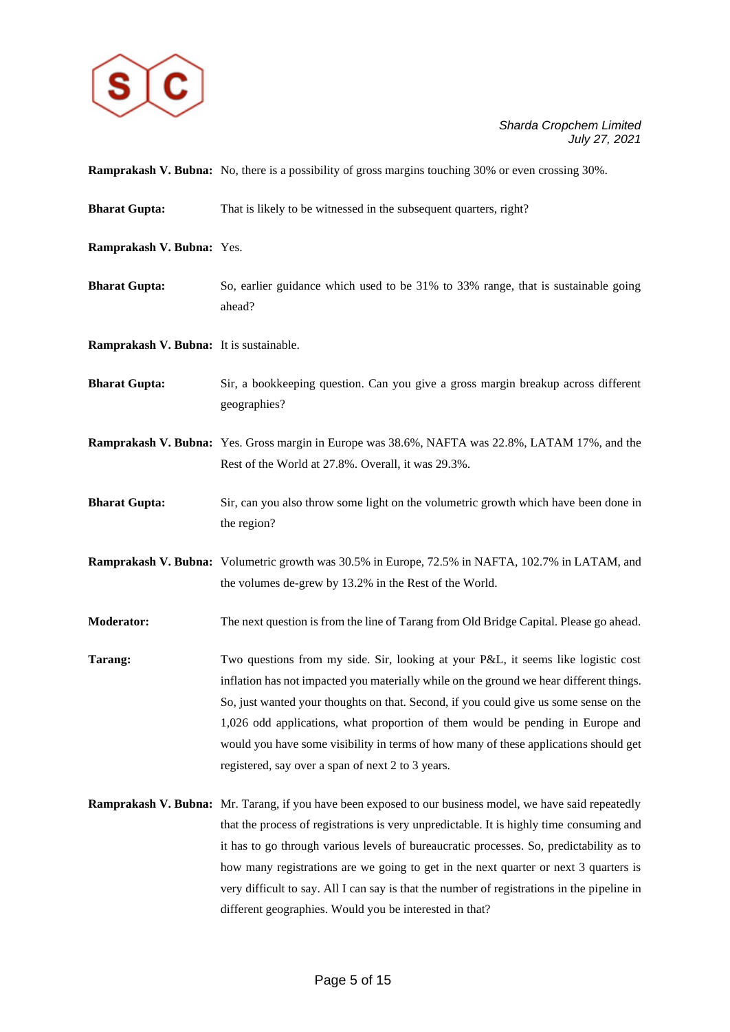**Ramprakash V. Bubna:** No, there is a possibility of gross margins touching 30% or even crossing 30%.

**Bharat Gupta:** That is likely to be witnessed in the subsequent quarters, right?

**Ramprakash V. Bubna:** Yes.

**Bharat Gupta:** So, earlier guidance which used to be 31% to 33% range, that is sustainable going ahead?

**Ramprakash V. Bubna:** It is sustainable.

**Bharat Gupta:** Sir, a bookkeeping question. Can you give a gross margin breakup across different geographies?

**Ramprakash V. Bubna:** Yes. Gross margin in Europe was 38.6%, NAFTA was 22.8%, LATAM 17%, and the Rest of the World at 27.8%. Overall, it was 29.3%.

**Bharat Gupta:** Sir, can you also throw some light on the volumetric growth which have been done in the region?

**Ramprakash V. Bubna:** Volumetric growth was 30.5% in Europe, 72.5% in NAFTA, 102.7% in LATAM, and the volumes de-grew by 13.2% in the Rest of the World.

**Moderator:** The next question is from the line of Tarang from Old Bridge Capital. Please go ahead.

**Tarang:** Two questions from my side. Sir, looking at your P&L, it seems like logistic cost inflation has not impacted you materially while on the ground we hear different things. So, just wanted your thoughts on that. Second, if you could give us some sense on the 1,026 odd applications, what proportion of them would be pending in Europe and would you have some visibility in terms of how many of these applications should get registered, say over a span of next 2 to 3 years.

**Ramprakash V. Bubna:** Mr. Tarang, if you have been exposed to our business model, we have said repeatedly that the process of registrations is very unpredictable. It is highly time consuming and it has to go through various levels of bureaucratic processes. So, predictability as to how many registrations are we going to get in the next quarter or next 3 quarters is very difficult to say. All I can say is that the number of registrations in the pipeline in different geographies. Would you be interested in that?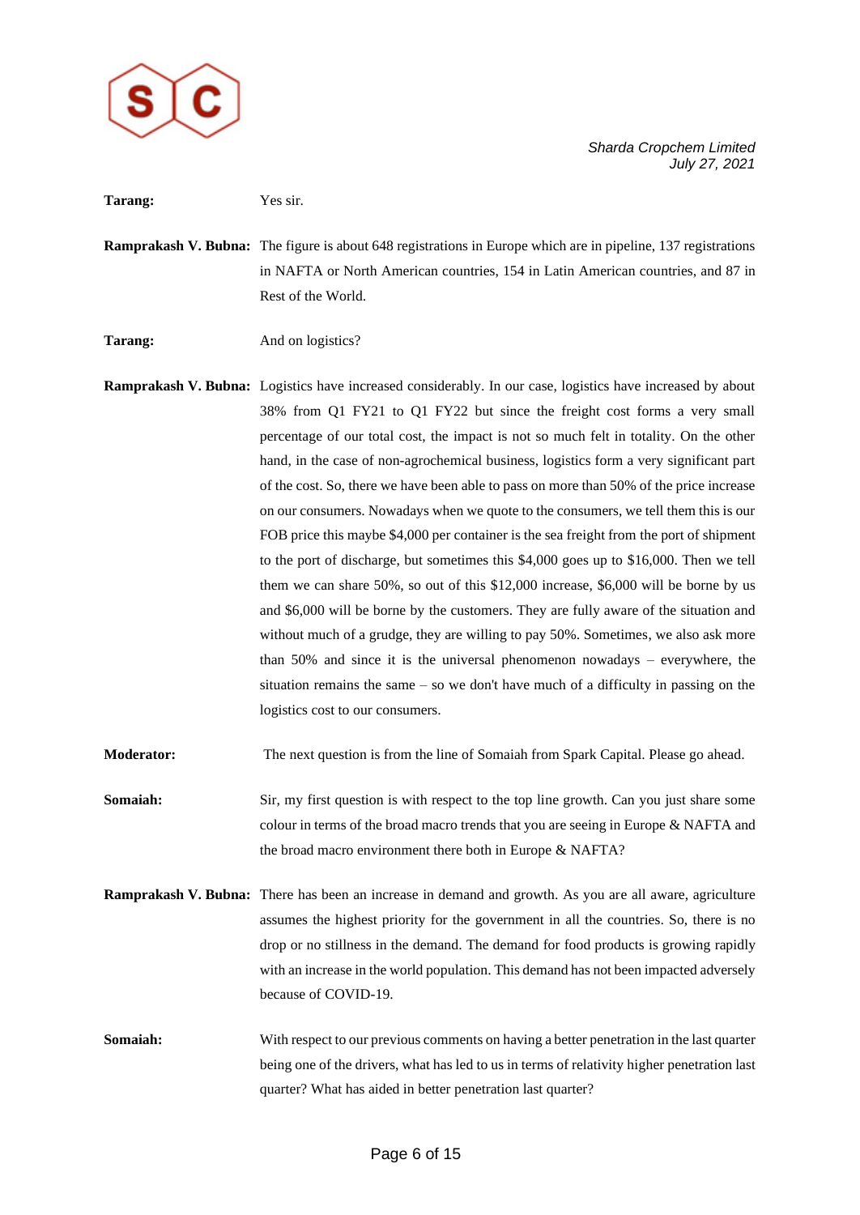**Tarang:** Yes sir.

**Ramprakash V. Bubna:** The figure is about 648 registrations in Europe which are in pipeline, 137 registrations in NAFTA or North American countries, 154 in Latin American countries, and 87 in Rest of the World.

**Tarang:** And on logistics?

**Ramprakash V. Bubna:** Logistics have increased considerably. In our case, logistics have increased by about 38% from Q1 FY21 to Q1 FY22 but since the freight cost forms a very small percentage of our total cost, the impact is not so much felt in totality. On the other hand, in the case of non-agrochemical business, logistics form a very significant part of the cost. So, there we have been able to pass on more than 50% of the price increase on our consumers. Nowadays when we quote to the consumers, we tell them this is our FOB price this maybe $4,000 per container is the sea freight from the port of shipment to the port of discharge, but sometimes this $4,000 goes up to $16,000. Then we tell them we can share 50%, so out of this $12,000 increase, $6,000 will be borne by us and $6,000 will be borne by the customers. They are fully aware of the situation and without much of a grudge, they are willing to pay 50%. Sometimes, we also ask more than 50% and since it is the universal phenomenon nowadays – everywhere, the situation remains the same – so we don't have much of a difficulty in passing on the logistics cost to our consumers.

**Moderator:** The next question is from the line of Somaiah from Spark Capital. Please go ahead.

**Somaiah:** Sir, my first question is with respect to the top line growth. Can you just share some colour in terms of the broad macro trends that you are seeing in Europe & NAFTA and the broad macro environment there both in Europe & NAFTA?

**Ramprakash V. Bubna:** There has been an increase in demand and growth. As you are all aware, agriculture assumes the highest priority for the government in all the countries. So, there is no drop or no stillness in the demand. The demand for food products is growing rapidly with an increase in the world population. This demand has not been impacted adversely because of COVID-19.

**Somaiah:** With respect to our previous comments on having a better penetration in the last quarter being one of the drivers, what has led to us in terms of relativity higher penetration last quarter? What has aided in better penetration last quarter?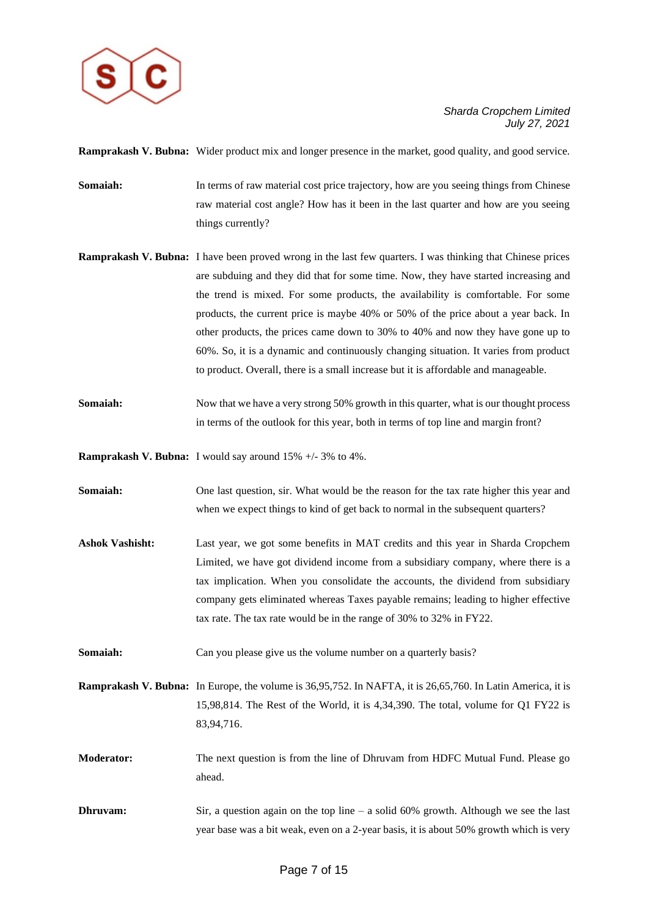**Ramprakash V. Bubna:** Wider product mix and longer presence in the market, good quality, and good service.

**Somaiah:** In terms of raw material cost price trajectory, how are you seeing things from Chinese raw material cost angle? How has it been in the last quarter and how are you seeing things currently?

**Ramprakash V. Bubna:** I have been proved wrong in the last few quarters. I was thinking that Chinese prices are subduing and they did that for some time. Now, they have started increasing and the trend is mixed. For some products, the availability is comfortable. For some products, the current price is maybe 40% or 50% of the price about a year back. In other products, the prices came down to 30% to 40% and now they have gone up to 60%. So, it is a dynamic and continuously changing situation. It varies from product to product. Overall, there is a small increase but it is affordable and manageable.

**Somaiah:** Now that we have a very strong 50% growth in this quarter, what is our thought process in terms of the outlook for this year, both in terms of top line and margin front?

**Ramprakash V. Bubna:** I would say around 15% +/- 3% to 4%.

**Somaiah:** One last question, sir. What would be the reason for the tax rate higher this year and when we expect things to kind of get back to normal in the subsequent quarters?

**Ashok Vashisht:** Last year, we got some benefits in MAT credits and this year in Sharda Cropchem Limited, we have got dividend income from a subsidiary company, where there is a tax implication. When you consolidate the accounts, the dividend from subsidiary company gets eliminated whereas Taxes payable remains; leading to higher effective tax rate. The tax rate would be in the range of 30% to 32% in FY22.

**Somaiah:** Can you please give us the volume number on a quarterly basis?

**Ramprakash V. Bubna:** In Europe, the volume is 36,95,752. In NAFTA, it is 26,65,760. In Latin America, it is 15,98,814. The Rest of the World, it is 4,34,390. The total, volume for Q1 FY22 is 83,94,716.

**Moderator:** The next question is from the line of Dhruvam from HDFC Mutual Fund. Please go ahead.

**Dhruvam:** Sir, a question again on the top line – a solid 60% growth. Although we see the last year base was a bit weak, even on a 2-year basis, it is about 50% growth which is very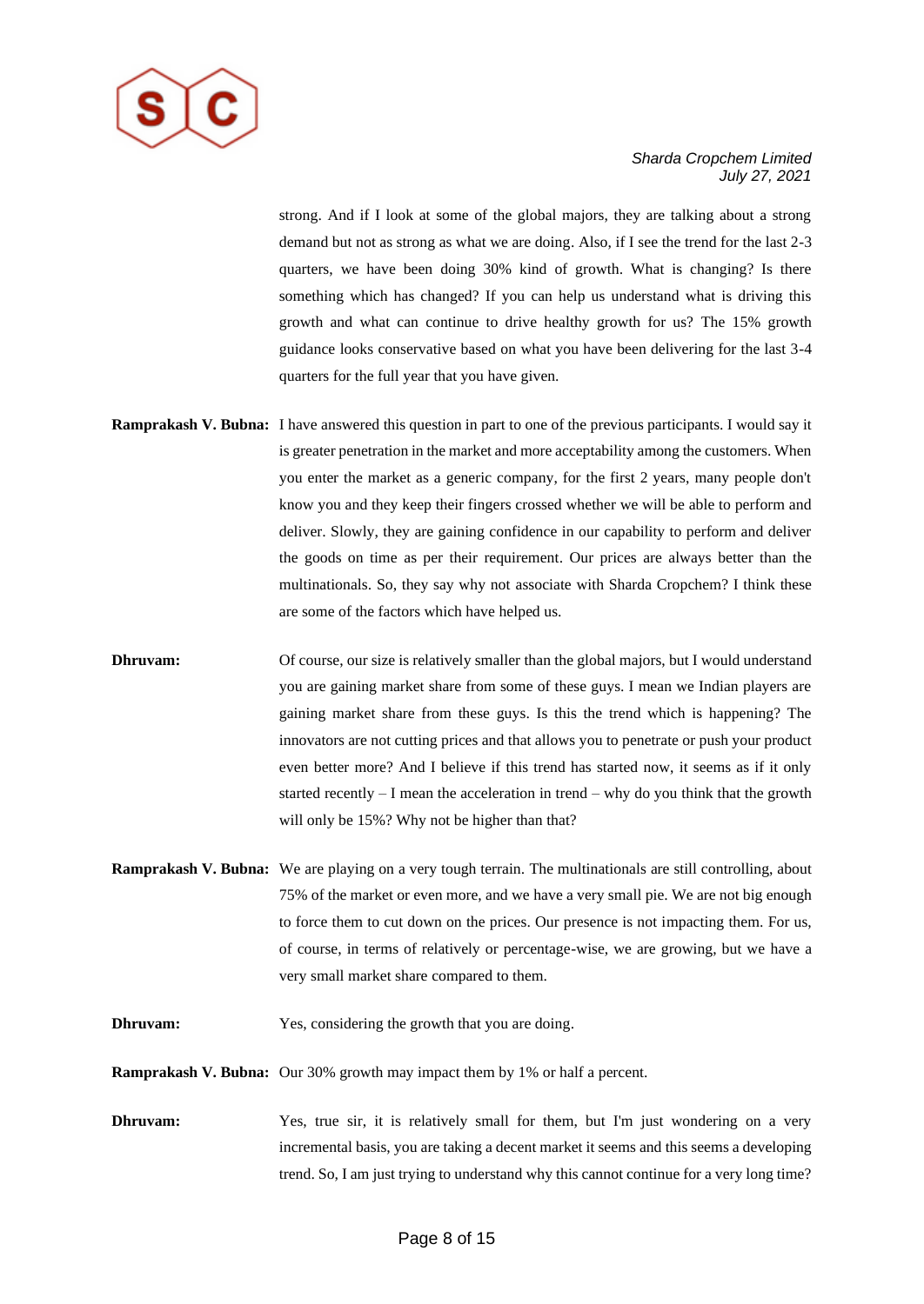strong. And if I look at some of the global majors, they are talking about a strong demand but not as strong as what we are doing. Also, if I see the trend for the last 2-3 quarters, we have been doing 30% kind of growth. What is changing? Is there something which has changed? If you can help us understand what is driving this growth and what can continue to drive healthy growth for us? The 15% growth guidance looks conservative based on what you have been delivering for the last 3-4 quarters for the full year that you have given.

**Ramprakash V. Bubna:** I have answered this question in part to one of the previous participants. I would say it is greater penetration in the market and more acceptability among the customers. When you enter the market as a generic company, for the first 2 years, many people don't know you and they keep their fingers crossed whether we will be able to perform and deliver. Slowly, they are gaining confidence in our capability to perform and deliver the goods on time as per their requirement. Our prices are always better than the multinationals. So, they say why not associate with Sharda Cropchem? I think these are some of the factors which have helped us.

**Dhruvam:** Of course, our size is relatively smaller than the global majors, but I would understand you are gaining market share from some of these guys. I mean we Indian players are gaining market share from these guys. Is this the trend which is happening? The innovators are not cutting prices and that allows you to penetrate or push your product even better more? And I believe if this trend has started now, it seems as if it only started recently – I mean the acceleration in trend – why do you think that the growth will only be 15%? Why not be higher than that?

**Ramprakash V. Bubna:** We are playing on a very tough terrain. The multinationals are still controlling, about 75% of the market or even more, and we have a very small pie. We are not big enough to force them to cut down on the prices. Our presence is not impacting them. For us, of course, in terms of relatively or percentage-wise, we are growing, but we have a very small market share compared to them.

**Dhruvam:** Yes, considering the growth that you are doing.

**Ramprakash V. Bubna:** Our 30% growth may impact them by 1% or half a percent.

**Dhruvam:** Yes, true sir, it is relatively small for them, but I'm just wondering on a very incremental basis, you are taking a decent market it seems and this seems a developing trend. So, I am just trying to understand why this cannot continue for a very long time?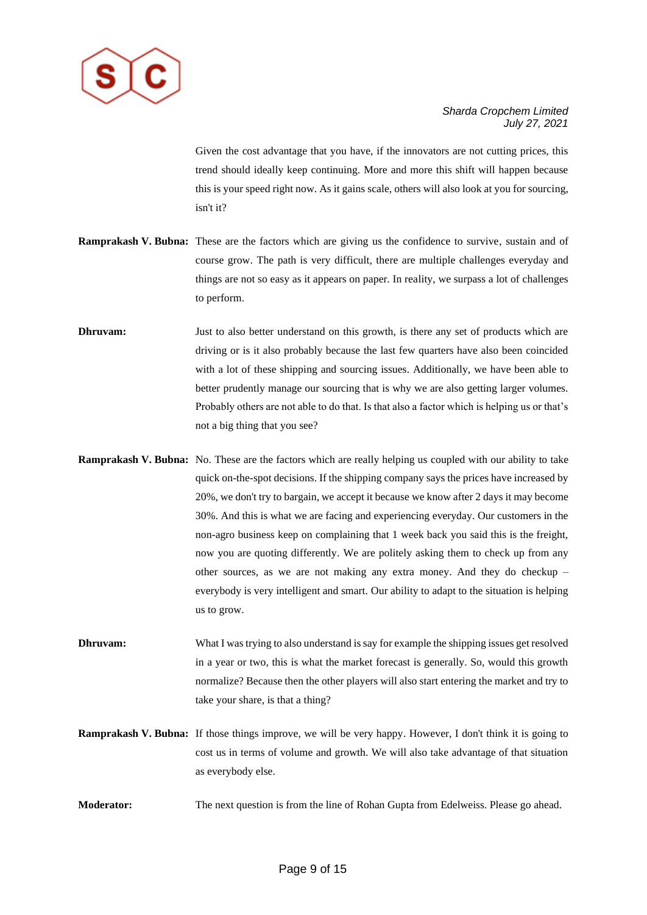Given the cost advantage that you have, if the innovators are not cutting prices, this trend should ideally keep continuing. More and more this shift will happen because this is your speed right now. As it gains scale, others will also look at you for sourcing, isn't it?

**Ramprakash V. Bubna:** These are the factors which are giving us the confidence to survive, sustain and of course grow. The path is very difficult, there are multiple challenges everyday and things are not so easy as it appears on paper. In reality, we surpass a lot of challenges to perform.

**Dhruvam:** Just to also better understand on this growth, is there any set of products which are driving or is it also probably because the last few quarters have also been coincided with a lot of these shipping and sourcing issues. Additionally, we have been able to better prudently manage our sourcing that is why we are also getting larger volumes. Probably others are not able to do that. Is that also a factor which is helping us or that's not a big thing that you see?

**Ramprakash V. Bubna:** No. These are the factors which are really helping us coupled with our ability to take quick on-the-spot decisions. If the shipping company says the prices have increased by 20%, we don't try to bargain, we accept it because we know after 2 days it may become 30%. And this is what we are facing and experiencing everyday. Our customers in the non-agro business keep on complaining that 1 week back you said this is the freight, now you are quoting differently. We are politely asking them to check up from any other sources, as we are not making any extra money. And they do checkup – everybody is very intelligent and smart. Our ability to adapt to the situation is helping us to grow.

**Dhruvam:** What I was trying to also understand is say for example the shipping issues get resolved in a year or two, this is what the market forecast is generally. So, would this growth normalize? Because then the other players will also start entering the market and try to take your share, is that a thing?

**Ramprakash V. Bubna:** If those things improve, we will be very happy. However, I don't think it is going to cost us in terms of volume and growth. We will also take advantage of that situation as everybody else.

**Moderator:** The next question is from the line of Rohan Gupta from Edelweiss. Please go ahead.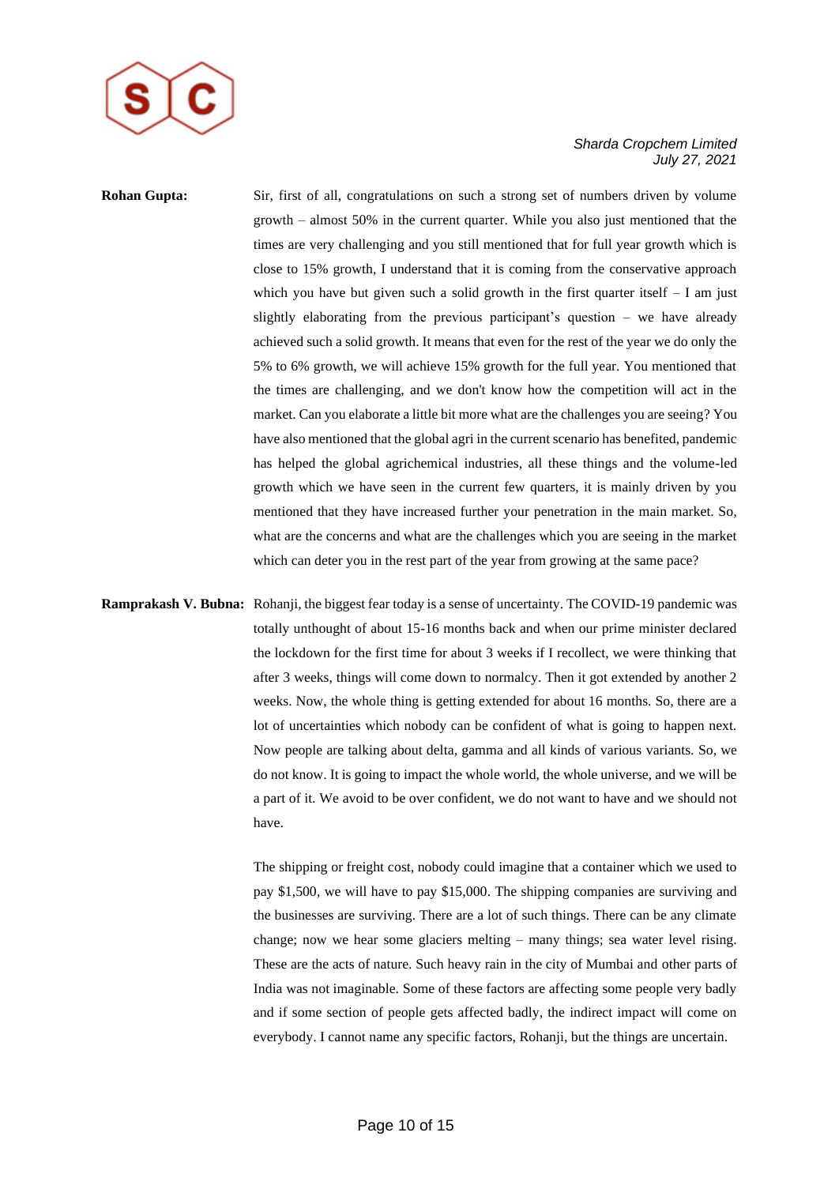**Rohan Gupta:** Sir, first of all, congratulations on such a strong set of numbers driven by volume growth – almost 50% in the current quarter. While you also just mentioned that the times are very challenging and you still mentioned that for full year growth which is close to 15% growth, I understand that it is coming from the conservative approach which you have but given such a solid growth in the first quarter itself – I am just slightly elaborating from the previous participant's question – we have already achieved such a solid growth. It means that even for the rest of the year we do only the 5% to 6% growth, we will achieve 15% growth for the full year. You mentioned that the times are challenging, and we don't know how the competition will act in the market. Can you elaborate a little bit more what are the challenges you are seeing? You have also mentioned that the global agri in the current scenario has benefited, pandemic has helped the global agrichemical industries, all these things and the volume-led growth which we have seen in the current few quarters, it is mainly driven by you mentioned that they have increased further your penetration in the main market. So, what are the concerns and what are the challenges which you are seeing in the market which can deter you in the rest part of the year from growing at the same pace?

**Ramprakash V. Bubna:** Rohanji, the biggest fear today is a sense of uncertainty. The COVID-19 pandemic was totally unthought of about 15-16 months back and when our prime minister declared the lockdown for the first time for about 3 weeks if I recollect, we were thinking that after 3 weeks, things will come down to normalcy. Then it got extended by another 2 weeks. Now, the whole thing is getting extended for about 16 months. So, there are a lot of uncertainties which nobody can be confident of what is going to happen next. Now people are talking about delta, gamma and all kinds of various variants. So, we do not know. It is going to impact the whole world, the whole universe, and we will be a part of it. We avoid to be over confident, we do not want to have and we should not have.

The shipping or freight cost, nobody could imagine that a container which we used to pay $1,500, we will have to pay $15,000. The shipping companies are surviving and the businesses are surviving. There are a lot of such things. There can be any climate change; now we hear some glaciers melting – many things; sea water level rising. These are the acts of nature. Such heavy rain in the city of Mumbai and other parts of India was not imaginable. Some of these factors are affecting some people very badly and if some section of people gets affected badly, the indirect impact will come on everybody. I cannot name any specific factors, Rohanji, but the things are uncertain.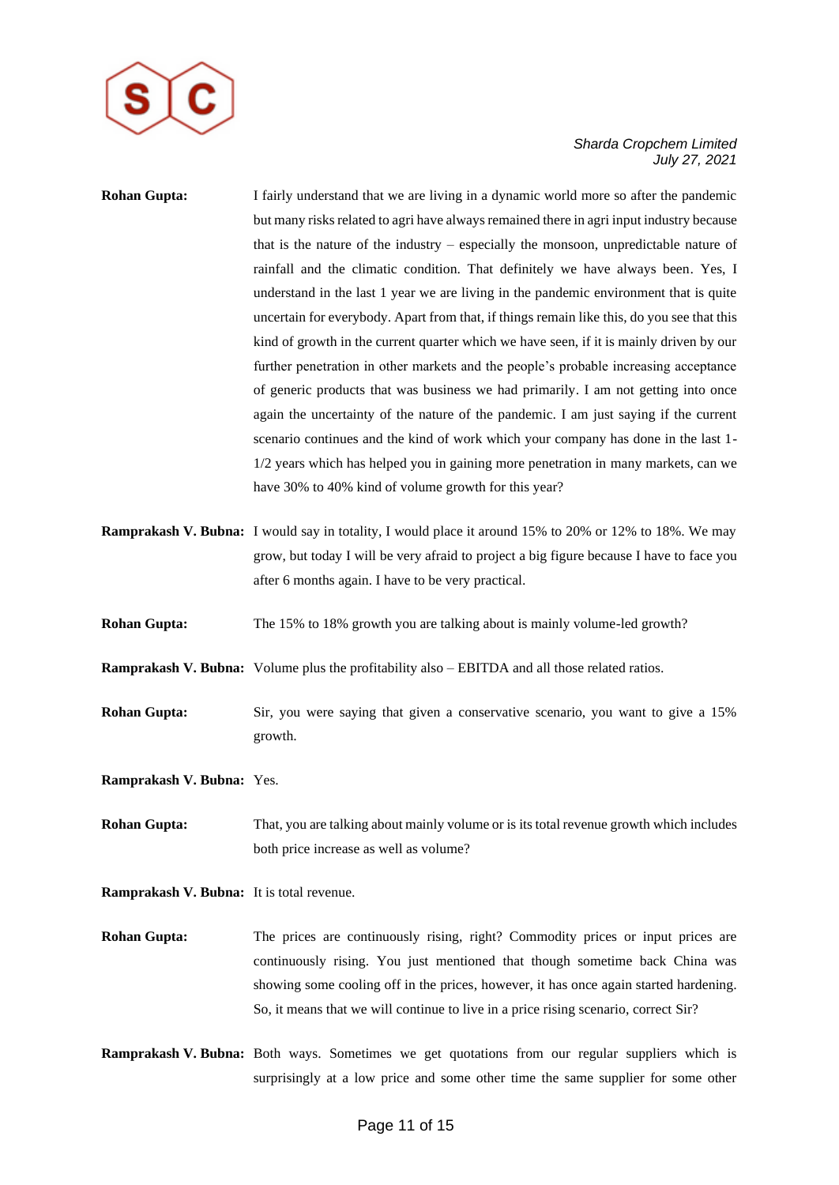**Rohan Gupta:** I fairly understand that we are living in a dynamic world more so after the pandemic but many risks related to agri have always remained there in agri input industry because that is the nature of the industry – especially the monsoon, unpredictable nature of rainfall and the climatic condition. That definitely we have always been. Yes, I understand in the last 1 year we are living in the pandemic environment that is quite uncertain for everybody. Apart from that, if things remain like this, do you see that this kind of growth in the current quarter which we have seen, if it is mainly driven by our further penetration in other markets and the people's probable increasing acceptance of generic products that was business we had primarily. I am not getting into once again the uncertainty of the nature of the pandemic. I am just saying if the current scenario continues and the kind of work which your company has done in the last 1-1/2 years which has helped you in gaining more penetration in many markets, can we have 30% to 40% kind of volume growth for this year?

**Ramprakash V. Bubna:** I would say in totality, I would place it around 15% to 20% or 12% to 18%. We may grow, but today I will be very afraid to project a big figure because I have to face you after 6 months again. I have to be very practical.

**Rohan Gupta:** The 15% to 18% growth you are talking about is mainly volume-led growth?

**Ramprakash V. Bubna:** Volume plus the profitability also – EBITDA and all those related ratios.

**Rohan Gupta:** Sir, you were saying that given a conservative scenario, you want to give a 15% growth.

**Ramprakash V. Bubna:** Yes.

**Rohan Gupta:** That, you are talking about mainly volume or is its total revenue growth which includes both price increase as well as volume?

**Ramprakash V. Bubna:** It is total revenue.

**Rohan Gupta:** The prices are continuously rising, right? Commodity prices or input prices are continuously rising. You just mentioned that though sometime back China was showing some cooling off in the prices, however, it has once again started hardening. So, it means that we will continue to live in a price rising scenario, correct Sir?

**Ramprakash V. Bubna:** Both ways. Sometimes we get quotations from our regular suppliers which is surprisingly at a low price and some other time the same supplier for some other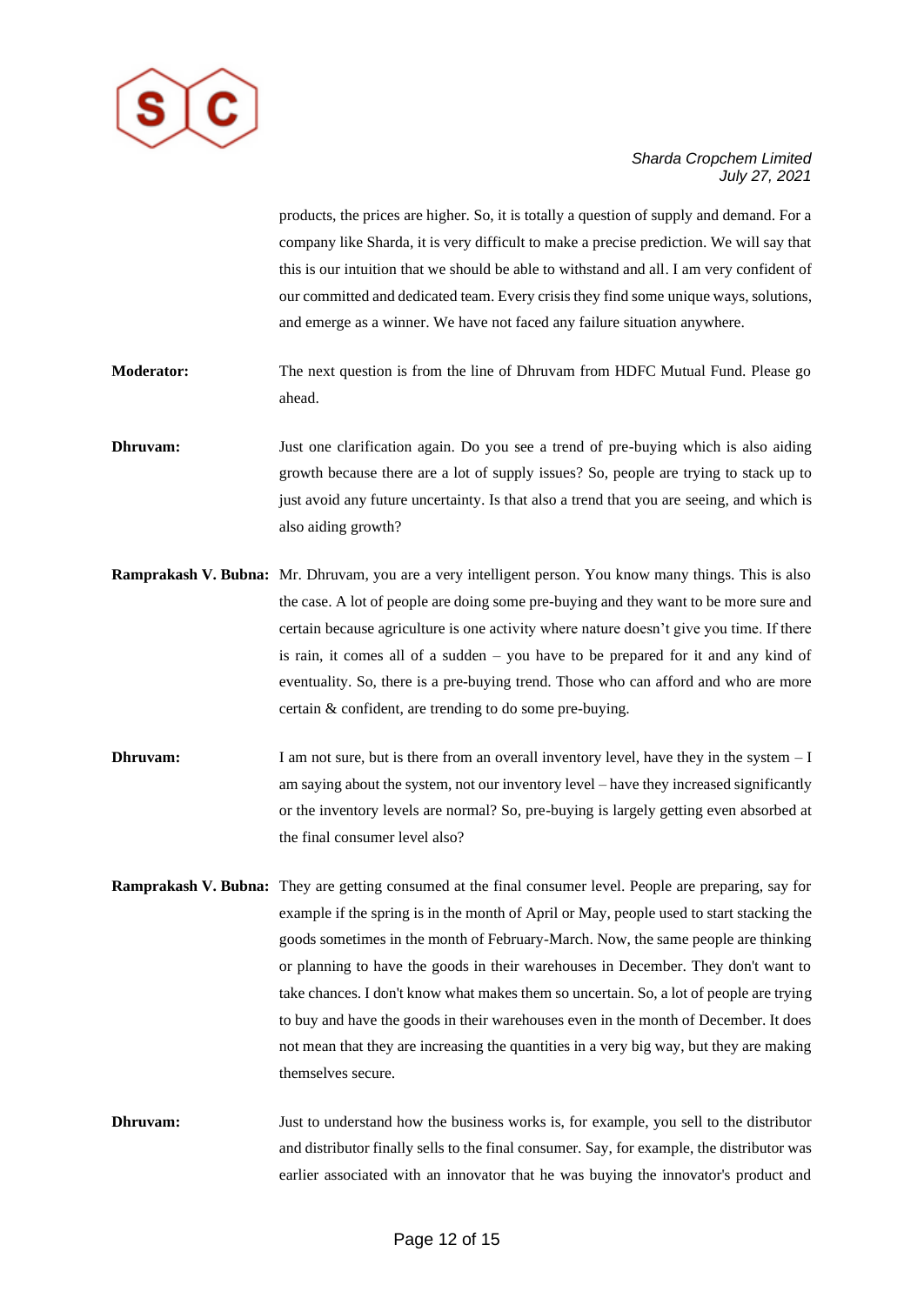products, the prices are higher. So, it is totally a question of supply and demand. For a company like Sharda, it is very difficult to make a precise prediction. We will say that this is our intuition that we should be able to withstand and all. I am very confident of our committed and dedicated team. Every crisis they find some unique ways, solutions, and emerge as a winner. We have not faced any failure situation anywhere.

**Moderator:** The next question is from the line of Dhruvam from HDFC Mutual Fund. Please go ahead.

**Dhruvam:** Just one clarification again. Do you see a trend of pre-buying which is also aiding growth because there are a lot of supply issues? So, people are trying to stack up to just avoid any future uncertainty. Is that also a trend that you are seeing, and which is also aiding growth?

**Ramprakash V. Bubna:** Mr. Dhruvam, you are a very intelligent person. You know many things. This is also the case. A lot of people are doing some pre-buying and they want to be more sure and certain because agriculture is one activity where nature doesn't give you time. If there is rain, it comes all of a sudden – you have to be prepared for it and any kind of eventuality. So, there is a pre-buying trend. Those who can afford and who are more certain & confident, are trending to do some pre-buying.

**Dhruvam:** I am not sure, but is there from an overall inventory level, have they in the system – I am saying about the system, not our inventory level – have they increased significantly or the inventory levels are normal? So, pre-buying is largely getting even absorbed at the final consumer level also?

**Ramprakash V. Bubna:** They are getting consumed at the final consumer level. People are preparing, say for example if the spring is in the month of April or May, people used to start stacking the goods sometimes in the month of February-March. Now, the same people are thinking or planning to have the goods in their warehouses in December. They don't want to take chances. I don't know what makes them so uncertain. So, a lot of people are trying to buy and have the goods in their warehouses even in the month of December. It does not mean that they are increasing the quantities in a very big way, but they are making themselves secure.

**Dhruvam:** Just to understand how the business works is, for example, you sell to the distributor and distributor finally sells to the final consumer. Say, for example, the distributor was earlier associated with an innovator that he was buying the innovator's product and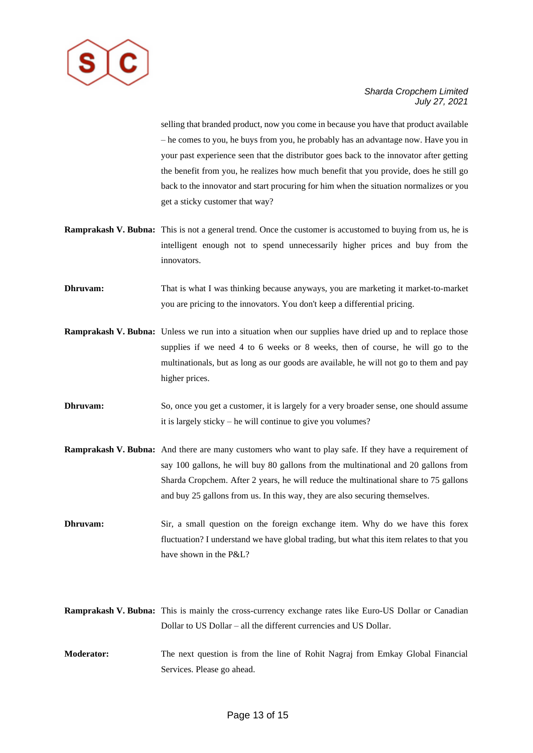selling that branded product, now you come in because you have that product available – he comes to you, he buys from you, he probably has an advantage now. Have you in your past experience seen that the distributor goes back to the innovator after getting the benefit from you, he realizes how much benefit that you provide, does he still go back to the innovator and start procuring for him when the situation normalizes or you get a sticky customer that way?

**Ramprakash V. Bubna:** This is not a general trend. Once the customer is accustomed to buying from us, he is intelligent enough not to spend unnecessarily higher prices and buy from the innovators.

**Dhruvam:** That is what I was thinking because anyways, you are marketing it market-to-market you are pricing to the innovators. You don't keep a differential pricing.

**Ramprakash V. Bubna:** Unless we run into a situation when our supplies have dried up and to replace those supplies if we need 4 to 6 weeks or 8 weeks, then of course, he will go to the multinationals, but as long as our goods are available, he will not go to them and pay higher prices.

**Dhruvam:** So, once you get a customer, it is largely for a very broader sense, one should assume it is largely sticky – he will continue to give you volumes?

**Ramprakash V. Bubna:** And there are many customers who want to play safe. If they have a requirement of say 100 gallons, he will buy 80 gallons from the multinational and 20 gallons from Sharda Cropchem. After 2 years, he will reduce the multinational share to 75 gallons and buy 25 gallons from us. In this way, they are also securing themselves.

**Dhruvam:** Sir, a small question on the foreign exchange item. Why do we have this forex fluctuation? I understand we have global trading, but what this item relates to that you have shown in the P&L?

**Ramprakash V. Bubna:** This is mainly the cross-currency exchange rates like Euro-US Dollar or Canadian Dollar to US Dollar – all the different currencies and US Dollar.

**Moderator:** The next question is from the line of Rohit Nagraj from Emkay Global Financial Services. Please go ahead.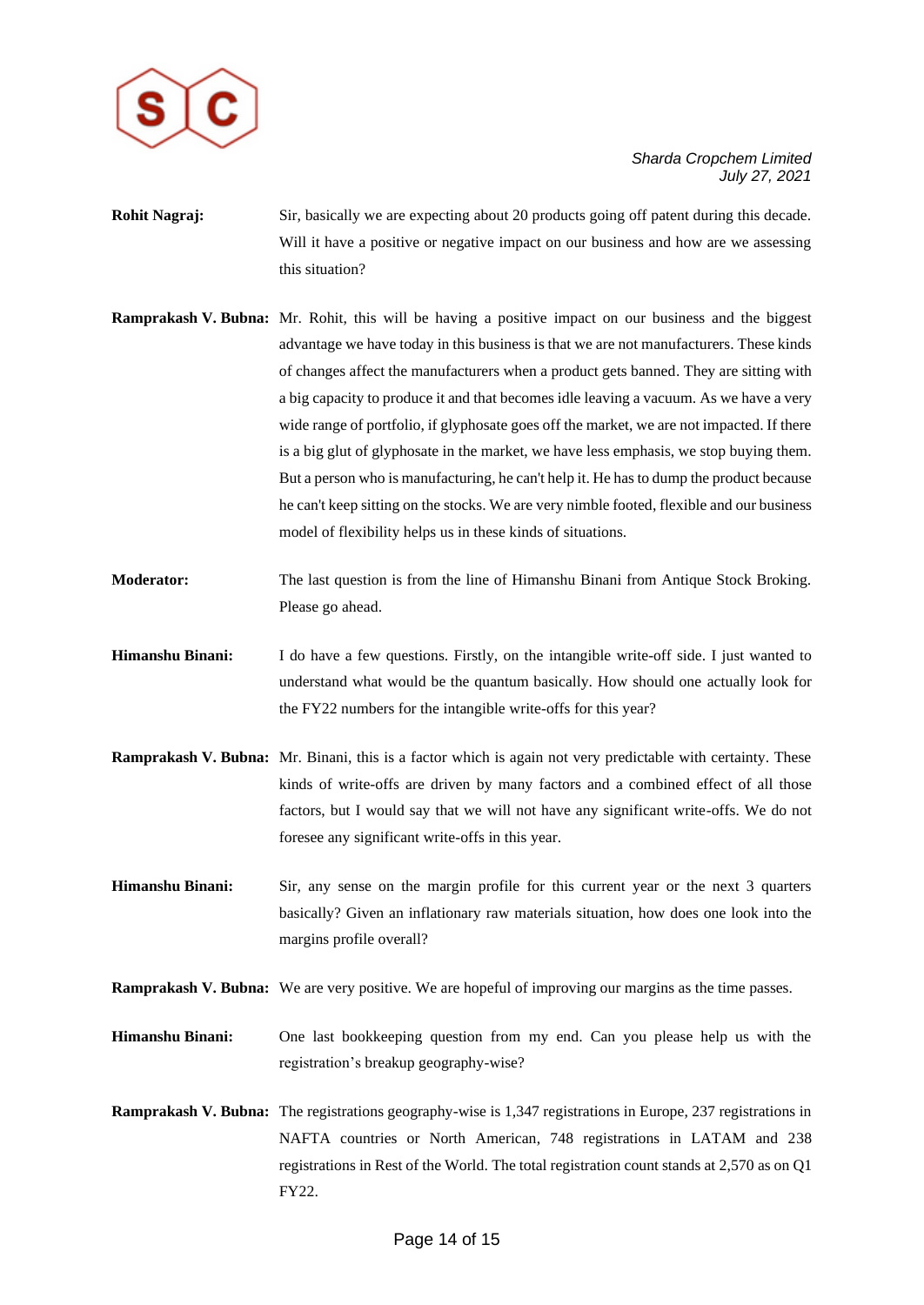**Rohit Nagraj:** Sir, basically we are expecting about 20 products going off patent during this decade. Will it have a positive or negative impact on our business and how are we assessing this situation?

**Ramprakash V. Bubna:** Mr. Rohit, this will be having a positive impact on our business and the biggest advantage we have today in this business is that we are not manufacturers. These kinds of changes affect the manufacturers when a product gets banned. They are sitting with a big capacity to produce it and that becomes idle leaving a vacuum. As we have a very wide range of portfolio, if glyphosate goes off the market, we are not impacted. If there is a big glut of glyphosate in the market, we have less emphasis, we stop buying them. But a person who is manufacturing, he can't help it. He has to dump the product because he can't keep sitting on the stocks. We are very nimble footed, flexible and our business model of flexibility helps us in these kinds of situations.

**Moderator:** The last question is from the line of Himanshu Binani from Antique Stock Broking. Please go ahead.

**Himanshu Binani:** I do have a few questions. Firstly, on the intangible write-off side. I just wanted to understand what would be the quantum basically. How should one actually look for the FY22 numbers for the intangible write-offs for this year?

**Ramprakash V. Bubna:** Mr. Binani, this is a factor which is again not very predictable with certainty. These kinds of write-offs are driven by many factors and a combined effect of all those factors, but I would say that we will not have any significant write-offs. We do not foresee any significant write-offs in this year.

**Himanshu Binani:** Sir, any sense on the margin profile for this current year or the next 3 quarters basically? Given an inflationary raw materials situation, how does one look into the margins profile overall?

**Ramprakash V. Bubna:** We are very positive. We are hopeful of improving our margins as the time passes.

**Himanshu Binani:** One last bookkeeping question from my end. Can you please help us with the registration's breakup geography-wise?

**Ramprakash V. Bubna:** The registrations geography-wise is 1,347 registrations in Europe, 237 registrations in NAFTA countries or North American, 748 registrations in LATAM and 238 registrations in Rest of the World. The total registration count stands at 2,570 as on Q1 FY22.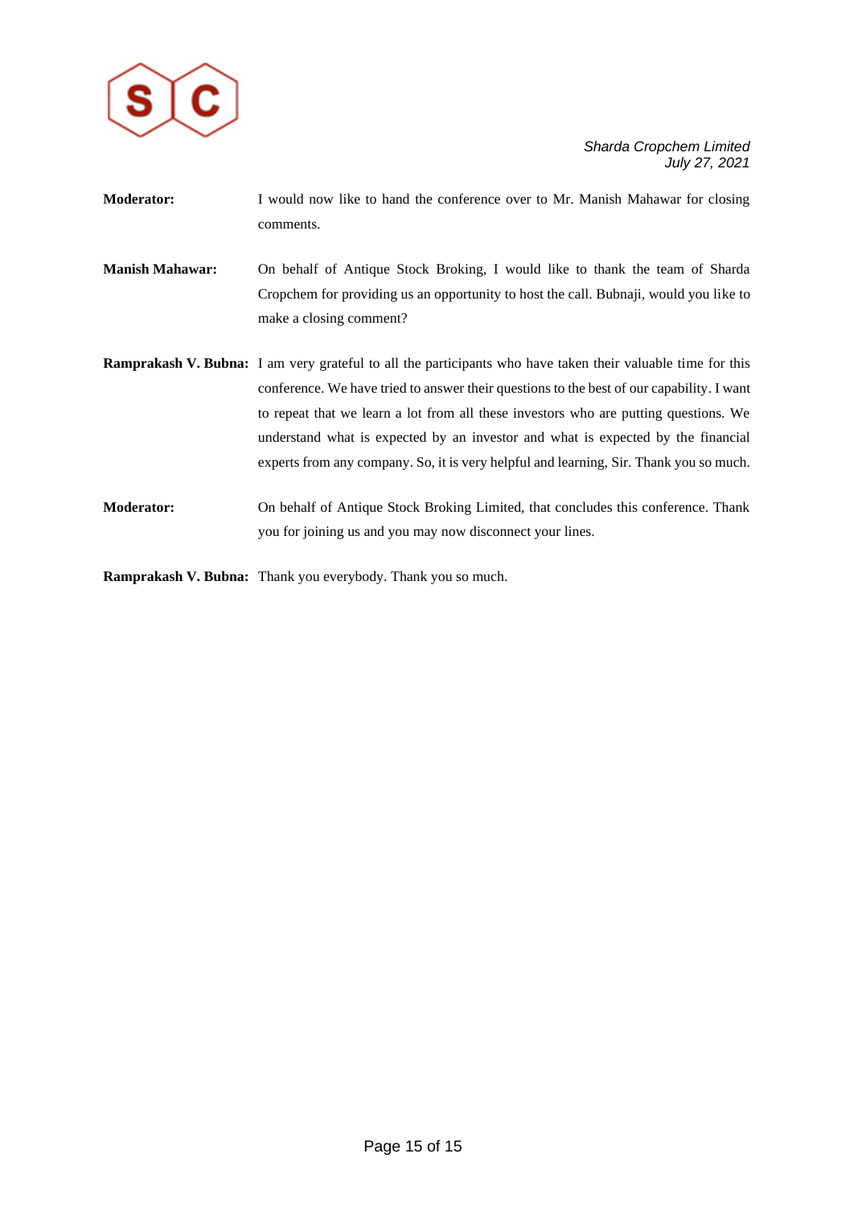**Moderator:** I would now like to hand the conference over to Mr. Manish Mahawar for closing comments.

**Manish Mahawar:** On behalf of Antique Stock Broking, I would like to thank the team of Sharda Cropchem for providing us an opportunity to host the call. Bubnaji, would you like to make a closing comment?

**Ramprakash V. Bubna:** I am very grateful to all the participants who have taken their valuable time for this conference. We have tried to answer their questions to the best of our capability. I want to repeat that we learn a lot from all these investors who are putting questions. We understand what is expected by an investor and what is expected by the financial experts from any company. So, it is very helpful and learning, Sir. Thank you so much.

**Moderator:** On behalf of Antique Stock Broking Limited, that concludes this conference. Thank you for joining us and you may now disconnect your lines.

**Ramprakash V. Bubna:** Thank you everybody. Thank you so much.